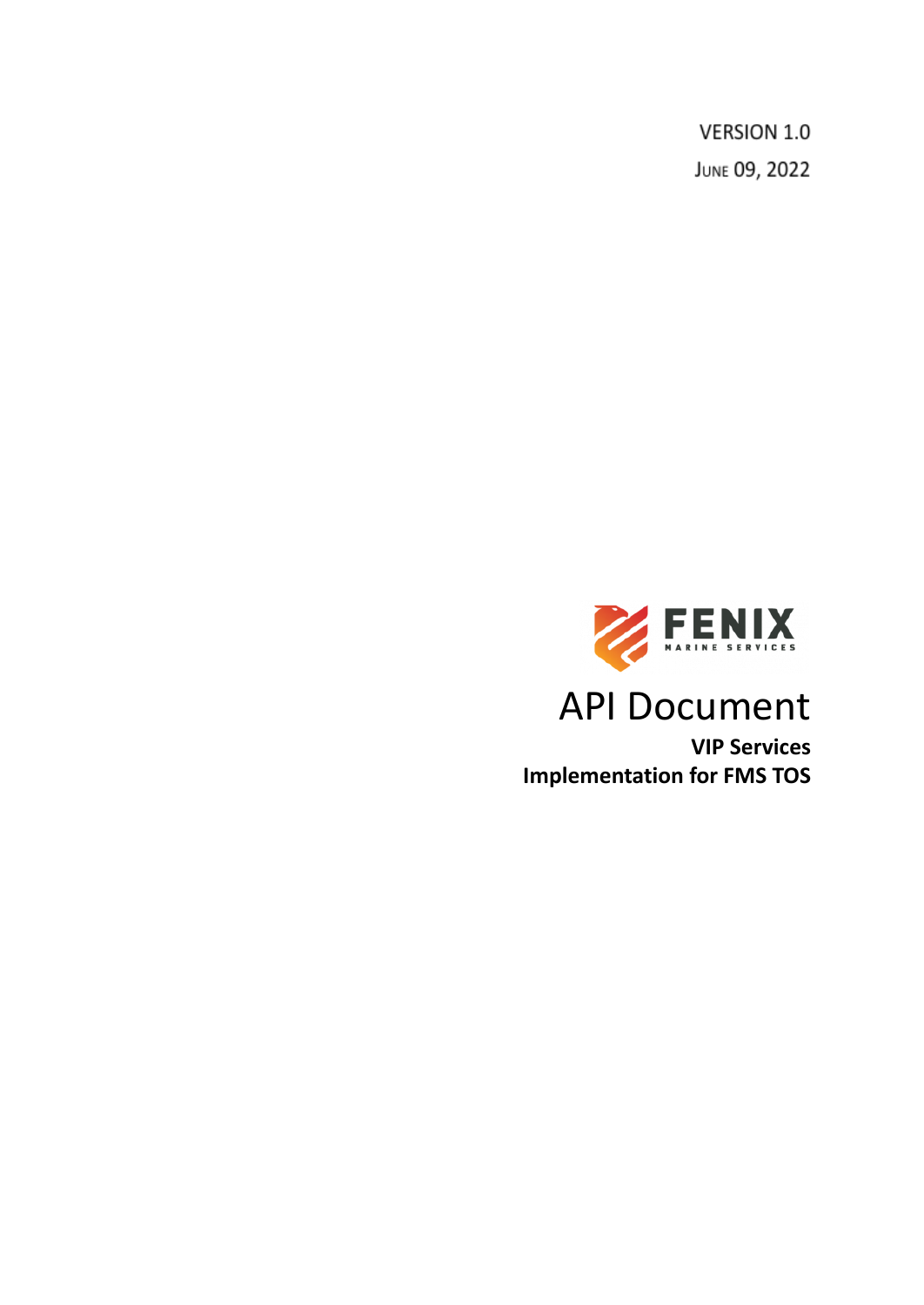VERSION 1.0

JUNE 09, 2022

FENIX MARINE SERVICES

# API Document

**VIP Services**

**Implementation for FMS TOS**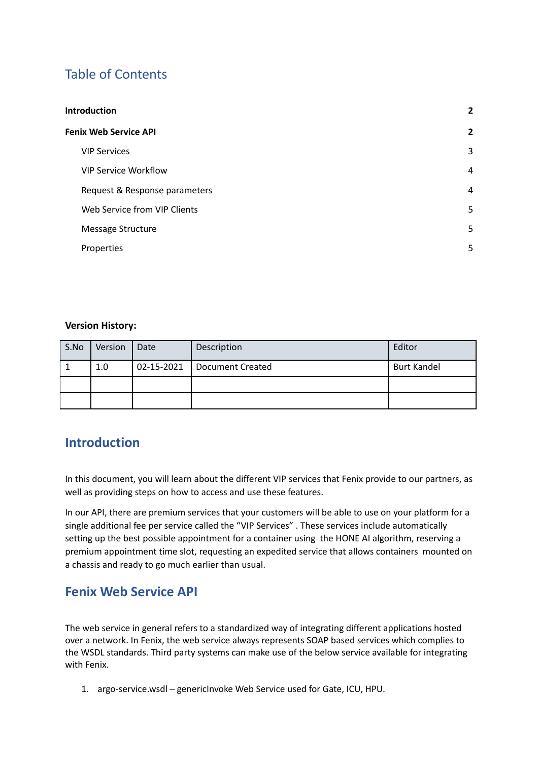## Table of Contents

| | |
|---|---|
| **Introduction** | **2** |
| **Fenix Web Service API** | **2** |
| VIP Services | 3 |
| VIP Service Workflow | 4 |
| Request & Response parameters | 4 |
| Web Service from VIP Clients | 5 |
| Message Structure | 5 |
| Properties | 5 |

**Version History:**

| S.No | Version | Date | Description | Editor |
|---|---|---|---|---|
| 1 | 1.0 | 02-15-2021 | Document Created | Burt Kandel |
| | | | | |
| | | | | |

# Introduction

In this document, you will learn about the different VIP services that Fenix provide to our partners, as well as providing steps on how to access and use these features.

In our API, there are premium services that your customers will be able to use on your platform for a single additional fee per service called the "VIP Services" . These services include automatically setting up the best possible appointment for a container using the HONE AI algorithm, reserving a premium appointment time slot, requesting an expedited service that allows containers mounted on a chassis and ready to go much earlier than usual.

# Fenix Web Service API

The web service in general refers to a standardized way of integrating different applications hosted over a network. In Fenix, the web service always represents SOAP based services which complies to the WSDL standards. Third party systems can make use of the below service available for integrating with Fenix.

1. argo-service.wsdl – genericInvoke Web Service used for Gate, ICU, HPU.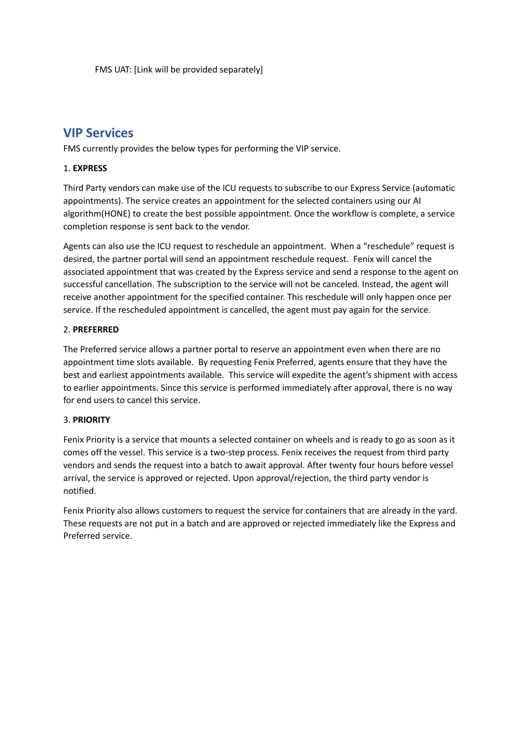FMS UAT: [Link will be provided separately]

## VIP Services

FMS currently provides the below types for performing the VIP service.

1. **EXPRESS**

Third Party vendors can make use of the ICU requests to subscribe to our Express Service (automatic appointments). The service creates an appointment for the selected containers using our AI algorithm(HONE) to create the best possible appointment. Once the workflow is complete, a service completion response is sent back to the vendor.

Agents can also use the ICU request to reschedule an appointment. When a "reschedule" request is desired, the partner portal will send an appointment reschedule request. Fenix will cancel the associated appointment that was created by the Express service and send a response to the agent on successful cancellation. The subscription to the service will not be canceled. Instead, the agent will receive another appointment for the specified container. This reschedule will only happen once per service. If the rescheduled appointment is cancelled, the agent must pay again for the service.

2. **PREFERRED**

The Preferred service allows a partner portal to reserve an appointment even when there are no appointment time slots available. By requesting Fenix Preferred, agents ensure that they have the best and earliest appointments available. This service will expedite the agent's shipment with access to earlier appointments. Since this service is performed immediately after approval, there is no way for end users to cancel this service.

3. **PRIORITY**

Fenix Priority is a service that mounts a selected container on wheels and is ready to go as soon as it comes off the vessel. This service is a two-step process. Fenix receives the request from third party vendors and sends the request into a batch to await approval. After twenty four hours before vessel arrival, the service is approved or rejected. Upon approval/rejection, the third party vendor is notified.

Fenix Priority also allows customers to request the service for containers that are already in the yard. These requests are not put in a batch and are approved or rejected immediately like the Express and Preferred service.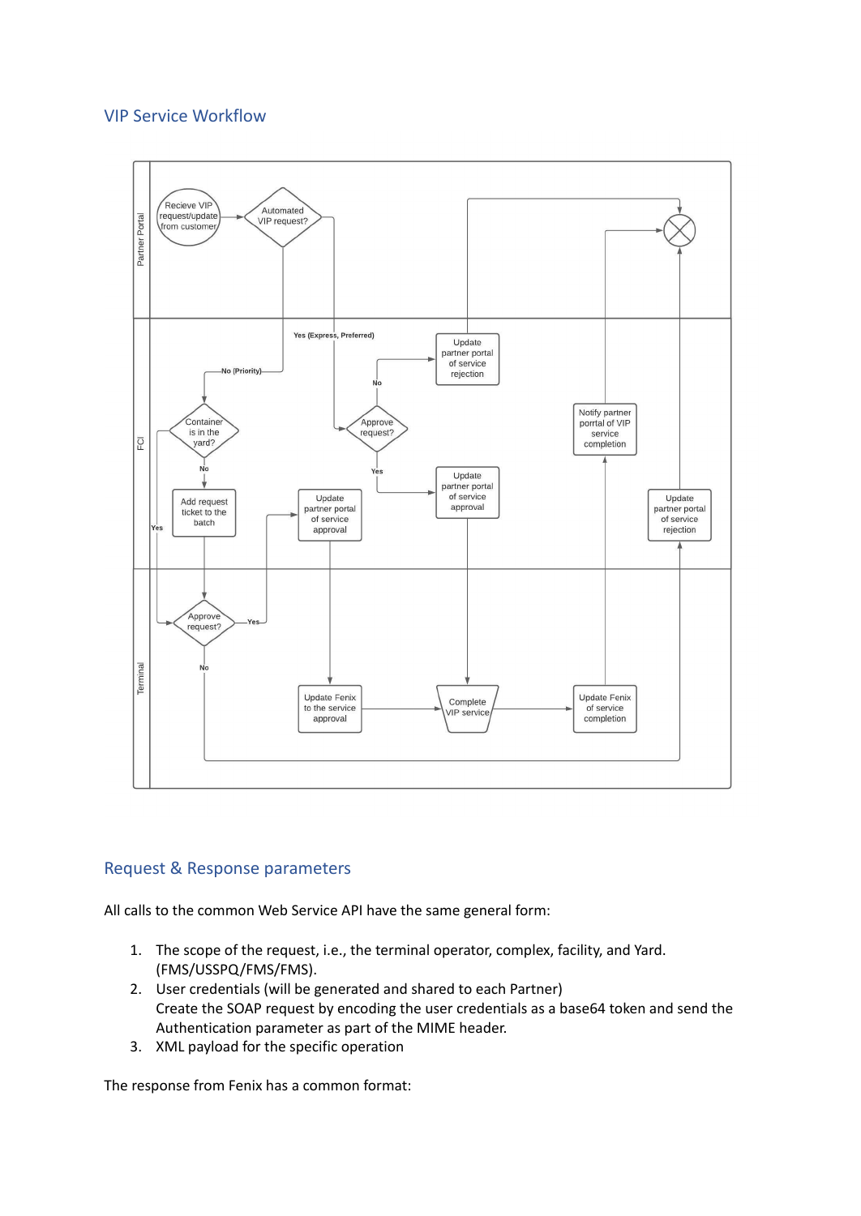## VIP Service Workflow

Partner Portal

Recieve VIP request/update from customer

Automated VIP request?

Yes (Express, Preferred)

No (Priority)

FCI

Container is in the yard?

No

Yes

Add request ticket to the batch

Approve request?

No

Yes

Update partner portal of service rejection

Update partner portal of service approval

Update partner portal of service approval

Notify partner portal of VIP service completion

Update partner portal of service rejection

Terminal

Approve request?

Yes

No

Update Fenix to the service approval

Complete VIP service

Update Fenix of service completion

## Request & Response parameters

All calls to the common Web Service API have the same general form:

1. The scope of the request, i.e., the terminal operator, complex, facility, and Yard. (FMS/USSPQ/FMS/FMS).
2. User credentials (will be generated and shared to each Partner)
   Create the SOAP request by encoding the user credentials as a base64 token and send the Authentication parameter as part of the MIME header.
3. XML payload for the specific operation

The response from Fenix has a common format: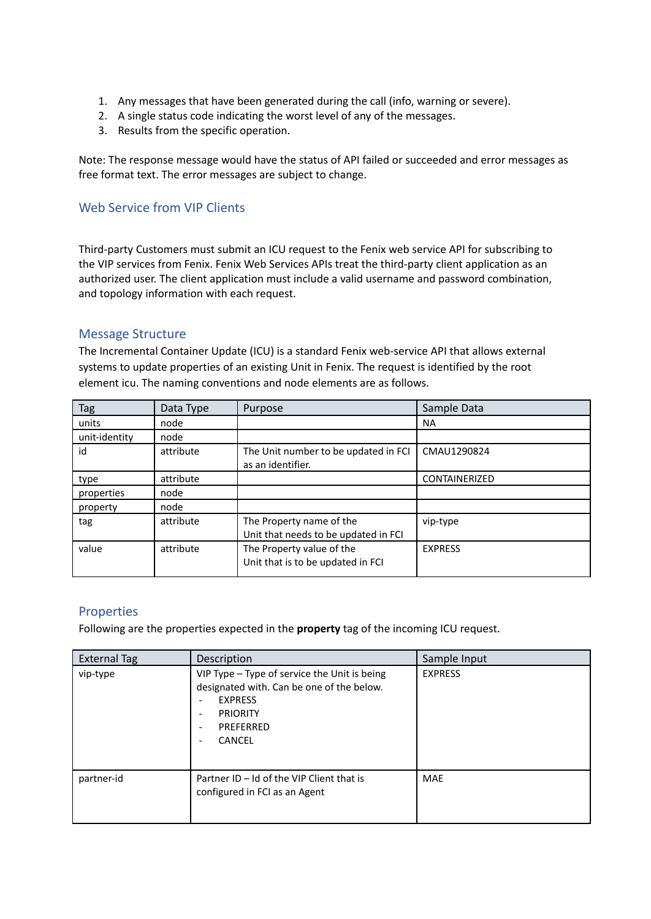1. Any messages that have been generated during the call (info, warning or severe).
2. A single status code indicating the worst level of any of the messages.
3. Results from the specific operation.

Note: The response message would have the status of API failed or succeeded and error messages as free format text. The error messages are subject to change.

## Web Service from VIP Clients

Third-party Customers must submit an ICU request to the Fenix web service API for subscribing to the VIP services from Fenix. Fenix Web Services APIs treat the third-party client application as an authorized user. The client application must include a valid username and password combination, and topology information with each request.

## Message Structure

The Incremental Container Update (ICU) is a standard Fenix web-service API that allows external systems to update properties of an existing Unit in Fenix. The request is identified by the root element icu. The naming conventions and node elements are as follows.

| Tag | Data Type | Purpose | Sample Data |
|---|---|---|---|
| units | node | | NA |
| unit-identity | node | | |
| id | attribute | The Unit number to be updated in FCI as an identifier. | CMAU1290824 |
| type | attribute | | CONTAINERIZED |
| properties | node | | |
| property | node | | |
| tag | attribute | The Property name of the Unit that needs to be updated in FCI | vip-type |
| value | attribute | The Property value of the Unit that is to be updated in FCI | EXPRESS |

## Properties

Following are the properties expected in the **property** tag of the incoming ICU request.

| External Tag | Description | Sample Input |
|---|---|---|
| vip-type | VIP Type – Type of service the Unit is being designated with. Can be one of the below.<br>- EXPRESS<br>- PRIORITY<br>- PREFERRED<br>- CANCEL | EXPRESS |
| partner-id | Partner ID – Id of the VIP Client that is configured in FCI as an Agent | MAE |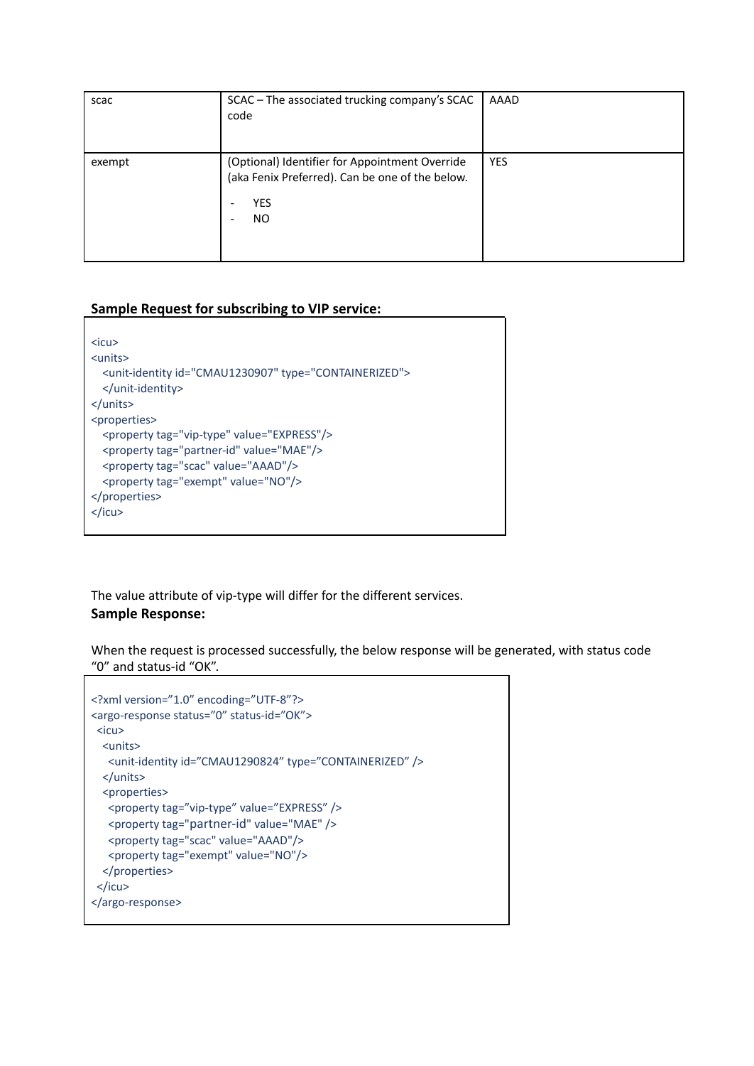| scac | SCAC – The associated trucking company's SCAC code | AAAD |
|---|---|---|
| exempt | (Optional) Identifier for Appointment Override (aka Fenix Preferred). Can be one of the below.<br>- YES<br>- NO | YES |

**Sample Request for subscribing to VIP service:**

```
<icu>
<units>
  <unit-identity id="CMAU1230907" type="CONTAINERIZED">
  </unit-identity>
</units>
<properties>
  <property tag="vip-type" value="EXPRESS"/>
  <property tag="partner-id" value="MAE"/>
  <property tag="scac" value="AAAD"/>
  <property tag="exempt" value="NO"/>
</properties>
</icu>
```

The value attribute of vip-type will differ for the different services.

**Sample Response:**

When the request is processed successfully, the below response will be generated, with status code "0" and status-id "OK".

```
<?xml version="1.0" encoding="UTF-8"?>
<argo-response status="0" status-id="OK">
 <icu>
  <units>
   <unit-identity id="CMAU1290824" type="CONTAINERIZED" />
  </units>
  <properties>
   <property tag="vip-type" value="EXPRESS" />
   <property tag="partner-id" value="MAE" />
   <property tag="scac" value="AAAD"/>
   <property tag="exempt" value="NO"/>
  </properties>
 </icu>
</argo-response>
```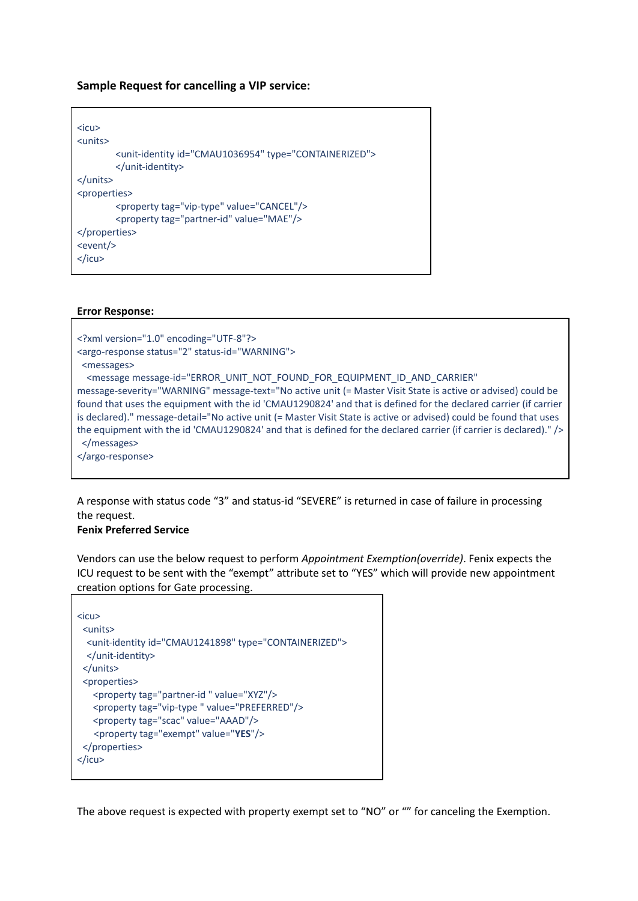**Sample Request for cancelling a VIP service:**

```
<icu>
<units>
        <unit-identity id="CMAU1036954" type="CONTAINERIZED">
        </unit-identity>
</units>
<properties>
        <property tag="vip-type" value="CANCEL"/>
        <property tag="partner-id" value="MAE"/>
</properties>
<event/>
</icu>
```

**Error Response:**

```
<?xml version="1.0" encoding="UTF-8"?>
<argo-response status="2" status-id="WARNING">
  <messages>
    <message message-id="ERROR_UNIT_NOT_FOUND_FOR_EQUIPMENT_ID_AND_CARRIER" message-severity="WARNING" message-text="No active unit (= Master Visit State is active or advised) could be found that uses the equipment with the id 'CMAU1290824' and that is defined for the declared carrier (if carrier is declared)." message-detail="No active unit (= Master Visit State is active or advised) could be found that uses the equipment with the id 'CMAU1290824' and that is defined for the declared carrier (if carrier is declared)." />
  </messages>
</argo-response>
```

A response with status code "3" and status-id "SEVERE" is returned in case of failure in processing the request.

**Fenix Preferred Service**

Vendors can use the below request to perform *Appointment Exemption(override)*. Fenix expects the ICU request to be sent with the "exempt" attribute set to "YES" which will provide new appointment creation options for Gate processing.

```
<icu>
  <units>
    <unit-identity id="CMAU1241898" type="CONTAINERIZED">
    </unit-identity>
  </units>
  <properties>
      <property tag="partner-id " value="XYZ"/>
      <property tag="vip-type " value="PREFERRED"/>
      <property tag="scac" value="AAAD"/>
      <property tag="exempt" value="YES"/>
  </properties>
</icu>
```

The above request is expected with property exempt set to "NO" or "" for canceling the Exemption.